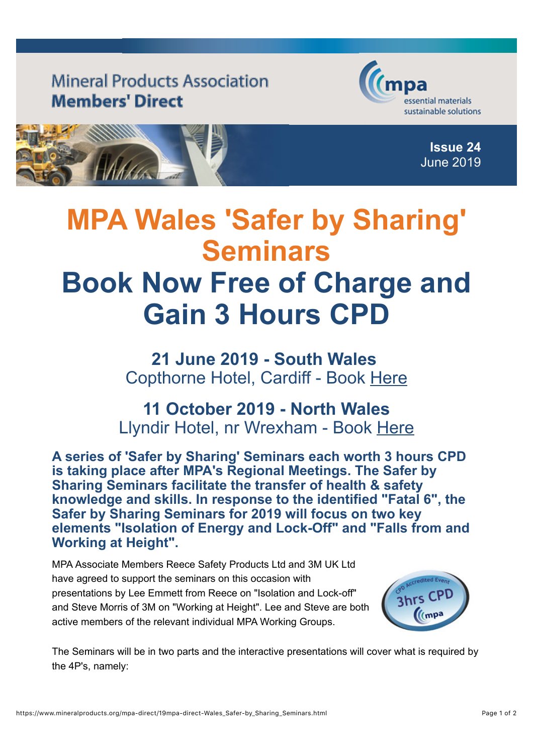Mineral Products Association
**Members' Direct**

mpa
essential materials
sustainable solutions

**Issue 24**
June 2019

# MPA Wales 'Safer by Sharing' Seminars

# Book Now Free of Charge and Gain 3 Hours CPD

**21 June 2019 - South Wales**
Copthorne Hotel, Cardiff - Book Here

**11 October 2019 - North Wales**
Llyndir Hotel, nr Wrexham - Book Here

**A series of 'Safer by Sharing' Seminars each worth 3 hours CPD is taking place after MPA's Regional Meetings. The Safer by Sharing Seminars facilitate the transfer of health & safety knowledge and skills. In response to the identified "Fatal 6", the Safer by Sharing Seminars for 2019 will focus on two key elements "Isolation of Energy and Lock-Off" and "Falls from and Working at Height".**

MPA Associate Members Reece Safety Products Ltd and 3M UK Ltd have agreed to support the seminars on this occasion with presentations by Lee Emmett from Reece on "Isolation and Lock-off" and Steve Morris of 3M on "Working at Height". Lee and Steve are both active members of the relevant individual MPA Working Groups.

CPD Accredited Event 3hrs CPD mpa

The Seminars will be in two parts and the interactive presentations will cover what is required by the 4P's, namely: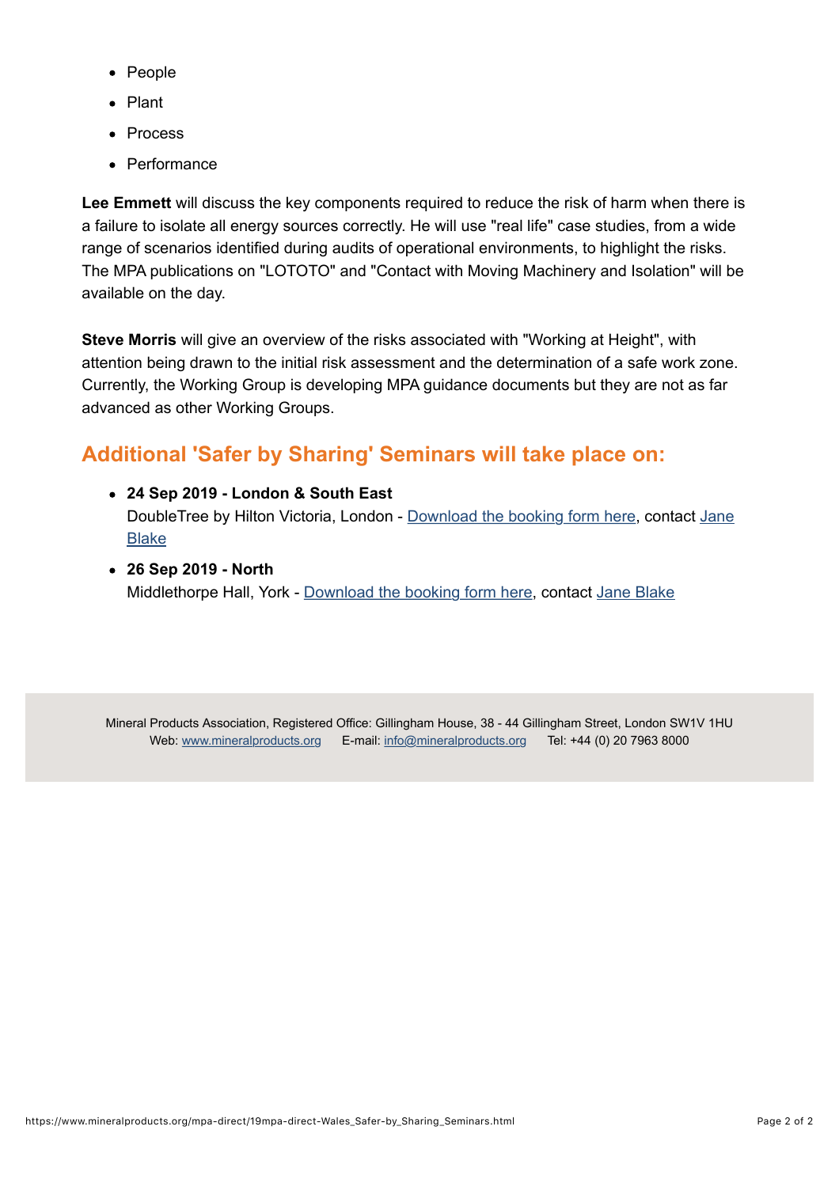- People
- Plant
- Process
- Performance

**Lee Emmett** will discuss the key components required to reduce the risk of harm when there is a failure to isolate all energy sources correctly. He will use "real life" case studies, from a wide range of scenarios identified during audits of operational environments, to highlight the risks. The MPA publications on "LOTOTO" and "Contact with Moving Machinery and Isolation" will be available on the day.

**Steve Morris** will give an overview of the risks associated with "Working at Height", with attention being drawn to the initial risk assessment and the determination of a safe work zone. Currently, the Working Group is developing MPA guidance documents but they are not as far advanced as other Working Groups.

## Additional 'Safer by Sharing' Seminars will take place on:

- **24 Sep 2019 - London & South East**
  DoubleTree by Hilton Victoria, London - Download the booking form here, contact Jane Blake
- **26 Sep 2019 - North**
  Middlethorpe Hall, York - Download the booking form here, contact Jane Blake

Mineral Products Association, Registered Office: Gillingham House, 38 - 44 Gillingham Street, London SW1V 1HU
Web: www.mineralproducts.org E-mail: info@mineralproducts.org Tel: +44 (0) 20 7963 8000